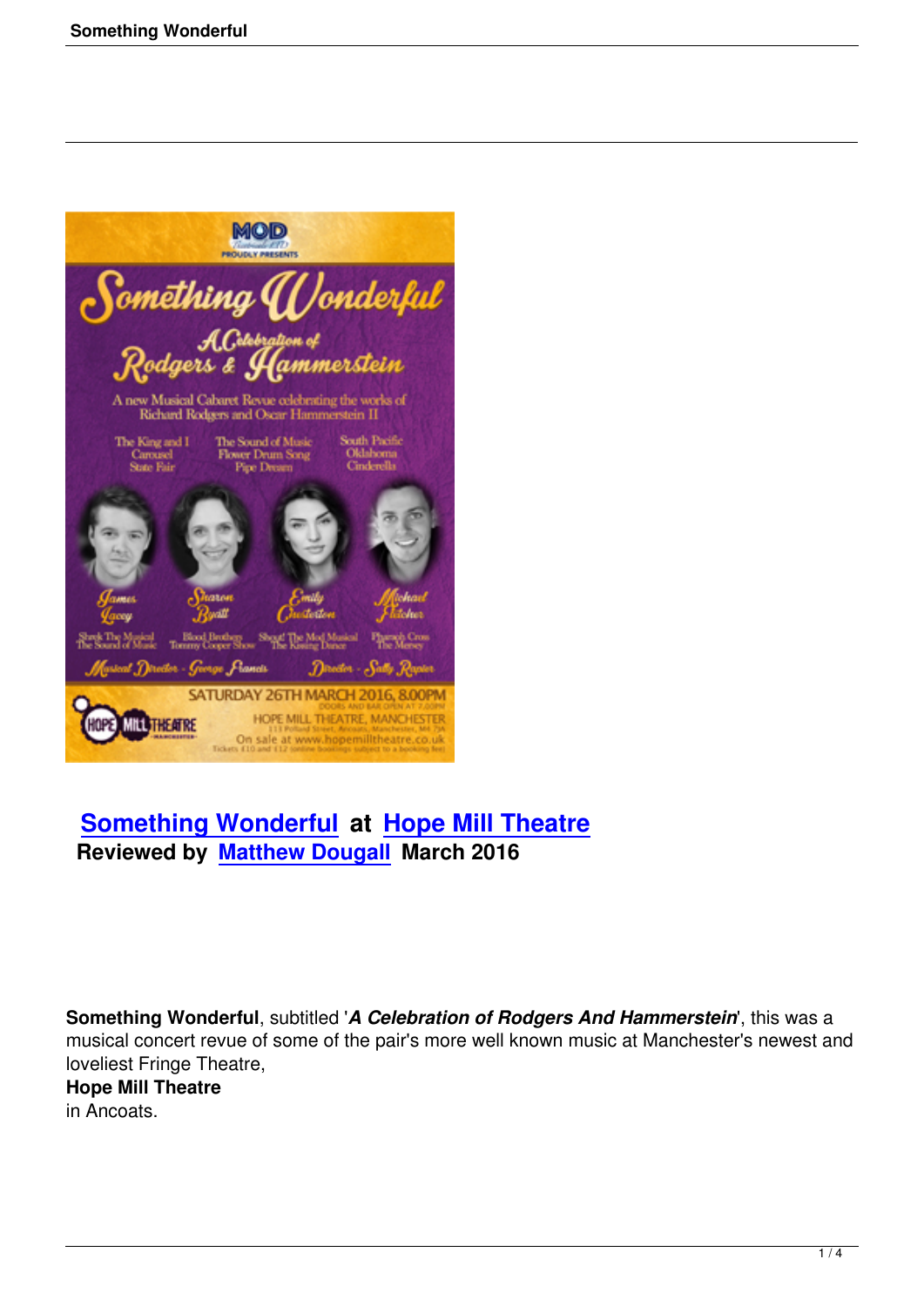## Something Wonderful at Hope Mill Theatre

**Reviewed by Matthew Dougall March 2016**

**Something Wonderful**, subtitled '***A Celebration of Rodgers And Hammerstein***', this was a musical concert revue of some of the pair's more well known music at Manchester's newest and loveliest Fringe Theatre, **Hope Mill Theatre** in Ancoats.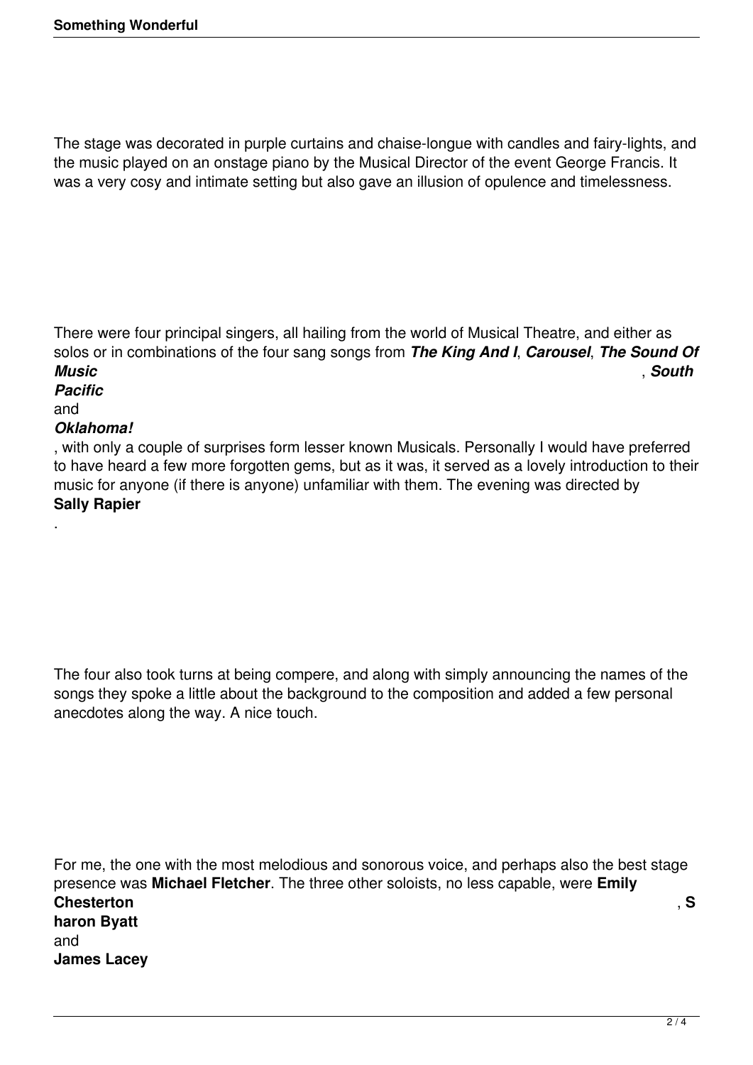The stage was decorated in purple curtains and chaise-longue with candles and fairy-lights, and the music played on an onstage piano by the Musical Director of the event George Francis. It was a very cosy and intimate setting but also gave an illusion of opulence and timelessness.

There were four principal singers, all hailing from the world of Musical Theatre, and either as solos or in combinations of the four sang songs from ***The King And I***, ***Carousel***, ***The Sound Of Music***, ***South Pacific*** and ***Oklahoma!***, with only a couple of surprises form lesser known Musicals. Personally I would have preferred to have heard a few more forgotten gems, but as it was, it served as a lovely introduction to their music for anyone (if there is anyone) unfamiliar with them. The evening was directed by **Sally Rapier**.

The four also took turns at being compere, and along with simply announcing the names of the songs they spoke a little about the background to the composition and added a few personal anecdotes along the way. A nice touch.

For me, the one with the most melodious and sonorous voice, and perhaps also the best stage presence was **Michael Fletcher**. The three other soloists, no less capable, were **Emily Chesterton**, **Sharon Byatt** and **James Lacey**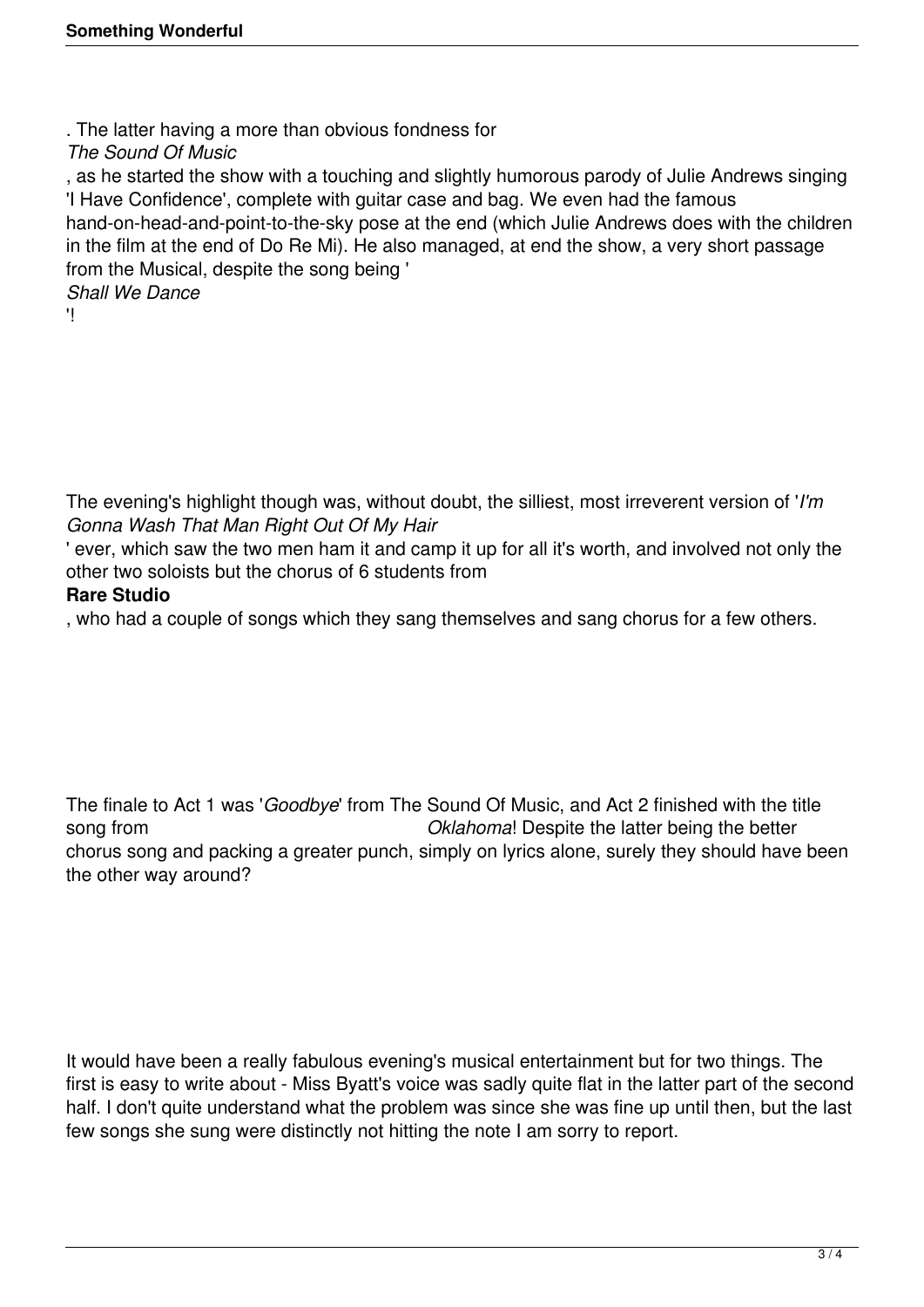. The latter having a more than obvious fondness for *The Sound Of Music*, as he started the show with a touching and slightly humorous parody of Julie Andrews singing 'I Have Confidence', complete with guitar case and bag. We even had the famous hand-on-head-and-point-to-the-sky pose at the end (which Julie Andrews does with the children in the film at the end of Do Re Mi). He also managed, at end the show, a very short passage from the Musical, despite the song being '*Shall We Dance*'!

The evening's highlight though was, without doubt, the silliest, most irreverent version of '*I'm Gonna Wash That Man Right Out Of My Hair*' ever, which saw the two men ham it and camp it up for all it's worth, and involved not only the other two soloists but the chorus of 6 students from **Rare Studio**, who had a couple of songs which they sang themselves and sang chorus for a few others.

The finale to Act 1 was '*Goodbye*' from The Sound Of Music, and Act 2 finished with the title song from *Oklahoma*! Despite the latter being the better chorus song and packing a greater punch, simply on lyrics alone, surely they should have been the other way around?

It would have been a really fabulous evening's musical entertainment but for two things. The first is easy to write about - Miss Byatt's voice was sadly quite flat in the latter part of the second half. I don't quite understand what the problem was since she was fine up until then, but the last few songs she sung were distinctly not hitting the note I am sorry to report.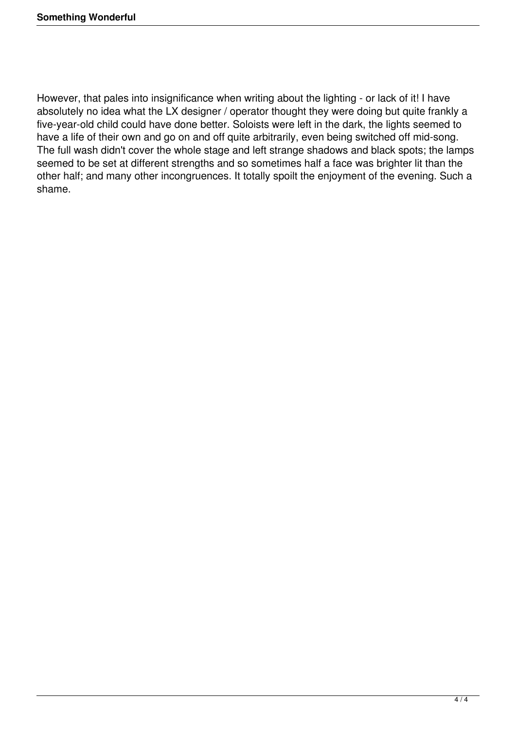However, that pales into insignificance when writing about the lighting - or lack of it! I have absolutely no idea what the LX designer / operator thought they were doing but quite frankly a five-year-old child could have done better. Soloists were left in the dark, the lights seemed to have a life of their own and go on and off quite arbitrarily, even being switched off mid-song. The full wash didn't cover the whole stage and left strange shadows and black spots; the lamps seemed to be set at different strengths and so sometimes half a face was brighter lit than the other half; and many other incongruences. It totally spoilt the enjoyment of the evening. Such a shame.